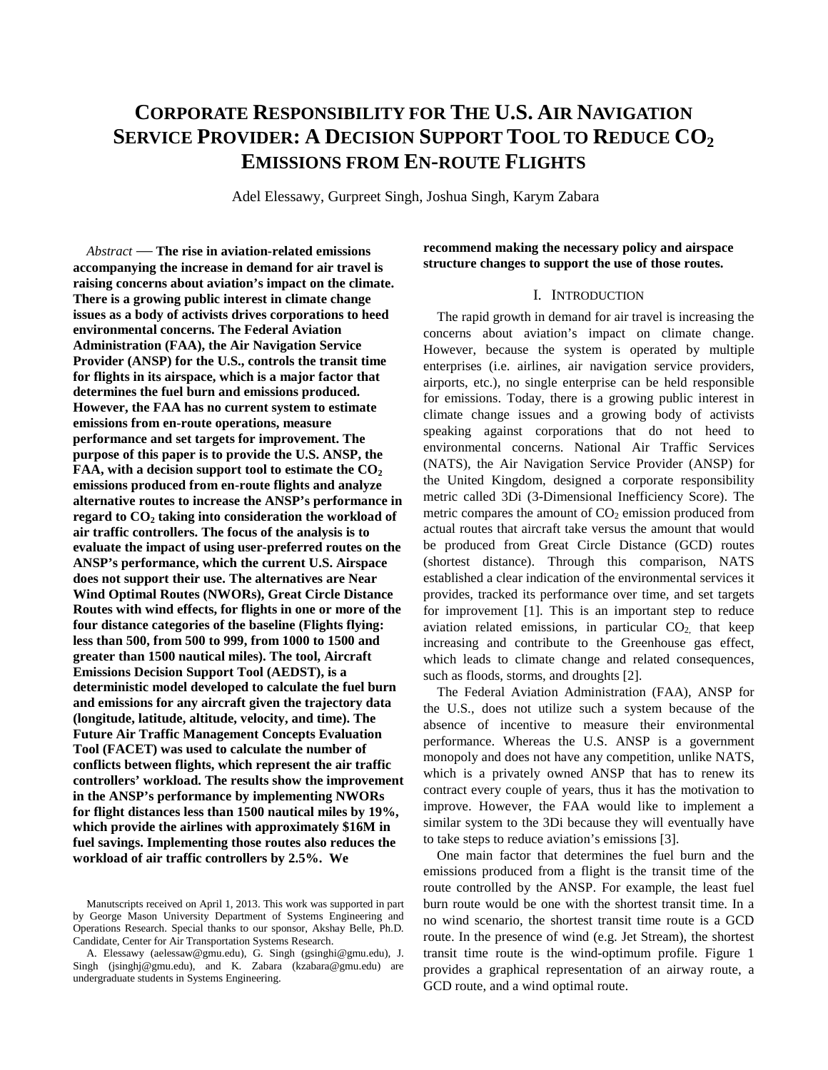# Corporate Responsibility for The U.S. Air Navigation Service Provider: A Decision Support Tool to Reduce $CO_2$ Emissions from En-route Flights

Adel Elessawy, Gurpreet Singh, Joshua Singh, Karym Zabara

*Abstract* — **The rise in aviation-related emissions accompanying the increase in demand for air travel is raising concerns about aviation's impact on the climate. There is a growing public interest in climate change issues as a body of activists drives corporations to heed environmental concerns. The Federal Aviation Administration (FAA), the Air Navigation Service Provider (ANSP) for the U.S., controls the transit time for flights in its airspace, which is a major factor that determines the fuel burn and emissions produced. However, the FAA has no current system to estimate emissions from en-route operations, measure performance and set targets for improvement. The purpose of this paper is to provide the U.S. ANSP, the FAA, with a decision support tool to estimate the $CO_2$ emissions produced from en-route flights and analyze alternative routes to increase the ANSP's performance in regard to $CO_2$ taking into consideration the workload of air traffic controllers. The focus of the analysis is to evaluate the impact of using user-preferred routes on the ANSP's performance, which the current U.S. Airspace does not support their use. The alternatives are Near Wind Optimal Routes (NWORs), Great Circle Distance Routes with wind effects, for flights in one or more of the four distance categories of the baseline (Flights flying: less than 500, from 500 to 999, from 1000 to 1500 and greater than 1500 nautical miles). The tool, Aircraft Emissions Decision Support Tool (AEDST), is a deterministic model developed to calculate the fuel burn and emissions for any aircraft given the trajectory data (longitude, latitude, altitude, velocity, and time). The Future Air Traffic Management Concepts Evaluation Tool (FACET) was used to calculate the number of conflicts between flights, which represent the air traffic controllers' workload. The results show the improvement in the ANSP's performance by implementing NWORs for flight distances less than 1500 nautical miles by 19%, which provide the airlines with approximately $16M in fuel savings. Implementing those routes also reduces the workload of air traffic controllers by 2.5%. We recommend making the necessary policy and airspace structure changes to support the use of those routes.**

Manutscripts received on April 1, 2013. This work was supported in part by George Mason University Department of Systems Engineering and Operations Research. Special thanks to our sponsor, Akshay Belle, Ph.D. Candidate, Center for Air Transportation Systems Research.

A. Elessawy (aelessaw@gmu.edu), G. Singh (gsinghi@gmu.edu), J. Singh (jsinghj@gmu.edu), and K. Zabara (kzabara@gmu.edu) are undergraduate students in Systems Engineering.

## I. Introduction

The rapid growth in demand for air travel is increasing the concerns about aviation's impact on climate change. However, because the system is operated by multiple enterprises (i.e. airlines, air navigation service providers, airports, etc.), no single enterprise can be held responsible for emissions. Today, there is a growing public interest in climate change issues and a growing body of activists speaking against corporations that do not heed to environmental concerns. National Air Traffic Services (NATS), the Air Navigation Service Provider (ANSP) for the United Kingdom, designed a corporate responsibility metric called 3Di (3-Dimensional Inefficiency Score). The metric compares the amount of $CO_2$ emission produced from actual routes that aircraft take versus the amount that would be produced from Great Circle Distance (GCD) routes (shortest distance). Through this comparison, NATS established a clear indication of the environmental services it provides, tracked its performance over time, and set targets for improvement [1]. This is an important step to reduce aviation related emissions, in particular $CO_2$, that keep increasing and contribute to the Greenhouse gas effect, which leads to climate change and related consequences, such as floods, storms, and droughts [2].

The Federal Aviation Administration (FAA), ANSP for the U.S., does not utilize such a system because of the absence of incentive to measure their environmental performance. Whereas the U.S. ANSP is a government monopoly and does not have any competition, unlike NATS, which is a privately owned ANSP that has to renew its contract every couple of years, thus it has the motivation to improve. However, the FAA would like to implement a similar system to the 3Di because they will eventually have to take steps to reduce aviation's emissions [3].

One main factor that determines the fuel burn and the emissions produced from a flight is the transit time of the route controlled by the ANSP. For example, the least fuel burn route would be one with the shortest transit time. In a no wind scenario, the shortest transit time route is a GCD route. In the presence of wind (e.g. Jet Stream), the shortest transit time route is the wind-optimum profile. Figure 1 provides a graphical representation of an airway route, a GCD route, and a wind optimal route.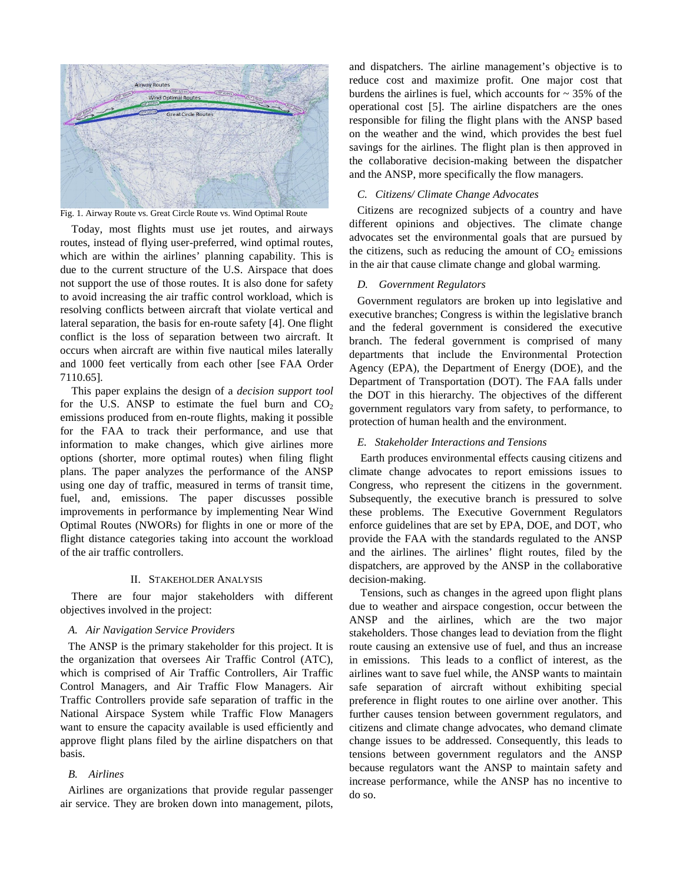Fig. 1. Airway Route vs. Great Circle Route vs. Wind Optimal Route

Today, most flights must use jet routes, and airways routes, instead of flying user-preferred, wind optimal routes, which are within the airlines' planning capability. This is due to the current structure of the U.S. Airspace that does not support the use of those routes. It is also done for safety to avoid increasing the air traffic control workload, which is resolving conflicts between aircraft that violate vertical and lateral separation, the basis for en-route safety [4]. One flight conflict is the loss of separation between two aircraft. It occurs when aircraft are within five nautical miles laterally and 1000 feet vertically from each other [see FAA Order 7110.65].

This paper explains the design of a *decision support tool* for the U.S. ANSP to estimate the fuel burn and $CO_2$ emissions produced from en-route flights, making it possible for the FAA to track their performance, and use that information to make changes, which give airlines more options (shorter, more optimal routes) when filing flight plans. The paper analyzes the performance of the ANSP using one day of traffic, measured in terms of transit time, fuel, and, emissions. The paper discusses possible improvements in performance by implementing Near Wind Optimal Routes (NWORs) for flights in one or more of the flight distance categories taking into account the workload of the air traffic controllers.

## II. Stakeholder Analysis

There are four major stakeholders with different objectives involved in the project:

### *A. Air Navigation Service Providers*

The ANSP is the primary stakeholder for this project. It is the organization that oversees Air Traffic Control (ATC), which is comprised of Air Traffic Controllers, Air Traffic Control Managers, and Air Traffic Flow Managers. Air Traffic Controllers provide safe separation of traffic in the National Airspace System while Traffic Flow Managers want to ensure the capacity available is used efficiently and approve flight plans filed by the airline dispatchers on that basis.

### *B. Airlines*

Airlines are organizations that provide regular passenger air service. They are broken down into management, pilots, and dispatchers. The airline management's objective is to reduce cost and maximize profit. One major cost that burdens the airlines is fuel, which accounts for ~ 35% of the operational cost [5]. The airline dispatchers are the ones responsible for filing the flight plans with the ANSP based on the weather and the wind, which provides the best fuel savings for the airlines. The flight plan is then approved in the collaborative decision-making between the dispatcher and the ANSP, more specifically the flow managers.

### *C. Citizens/ Climate Change Advocates*

Citizens are recognized subjects of a country and have different opinions and objectives. The climate change advocates set the environmental goals that are pursued by the citizens, such as reducing the amount of $CO_2$ emissions in the air that cause climate change and global warming.

### *D. Government Regulators*

Government regulators are broken up into legislative and executive branches; Congress is within the legislative branch and the federal government is considered the executive branch. The federal government is comprised of many departments that include the Environmental Protection Agency (EPA), the Department of Energy (DOE), and the Department of Transportation (DOT). The FAA falls under the DOT in this hierarchy. The objectives of the different government regulators vary from safety, to performance, to protection of human health and the environment.

### *E. Stakeholder Interactions and Tensions*

Earth produces environmental effects causing citizens and climate change advocates to report emissions issues to Congress, who represent the citizens in the government. Subsequently, the executive branch is pressured to solve these problems. The Executive Government Regulators enforce guidelines that are set by EPA, DOE, and DOT, who provide the FAA with the standards regulated to the ANSP and the airlines. The airlines' flight routes, filed by the dispatchers, are approved by the ANSP in the collaborative decision-making.

Tensions, such as changes in the agreed upon flight plans due to weather and airspace congestion, occur between the ANSP and the airlines, which are the two major stakeholders. Those changes lead to deviation from the flight route causing an extensive use of fuel, and thus an increase in emissions. This leads to a conflict of interest, as the airlines want to save fuel while, the ANSP wants to maintain safe separation of aircraft without exhibiting special preference in flight routes to one airline over another. This further causes tension between government regulators, and citizens and climate change advocates, who demand climate change issues to be addressed. Consequently, this leads to tensions between government regulators and the ANSP because regulators want the ANSP to maintain safety and increase performance, while the ANSP has no incentive to do so.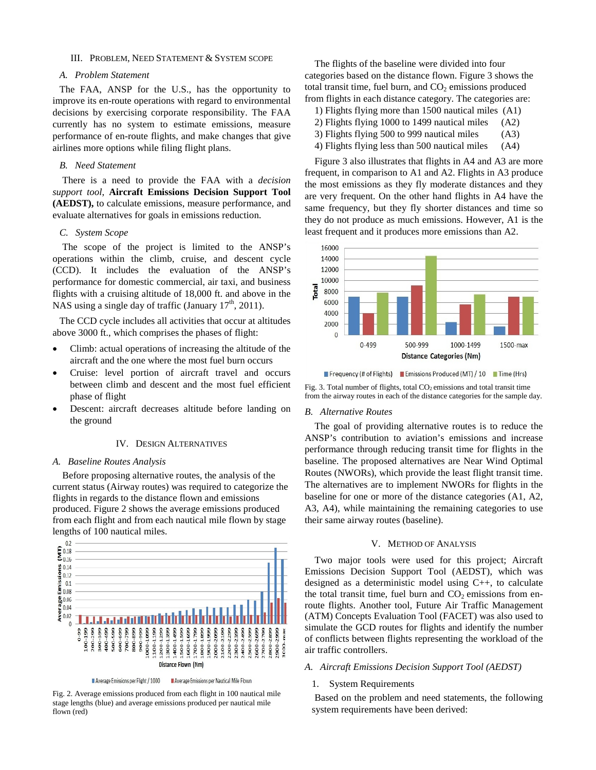## III. Problem, Need Statement & System Scope

### A. Problem Statement

The FAA, ANSP for the U.S., has the opportunity to improve its en-route operations with regard to environmental decisions by exercising corporate responsibility. The FAA currently has no system to estimate emissions, measure performance of en-route flights, and make changes that give airlines more options while filing flight plans.

### B. Need Statement

There is a need to provide the FAA with a *decision support tool*, **Aircraft Emissions Decision Support Tool (AEDST),** to calculate emissions, measure performance, and evaluate alternatives for goals in emissions reduction.

### C. System Scope

The scope of the project is limited to the ANSP's operations within the climb, cruise, and descent cycle (CCD). It includes the evaluation of the ANSP's performance for domestic commercial, air taxi, and business flights with a cruising altitude of 18,000 ft. and above in the NAS using a single day of traffic (January 17th, 2011).

The CCD cycle includes all activities that occur at altitudes above 3000 ft., which comprises the phases of flight:

- Climb: actual operations of increasing the altitude of the aircraft and the one where the most fuel burn occurs
- Cruise: level portion of aircraft travel and occurs between climb and descent and the most fuel efficient phase of flight
- Descent: aircraft decreases altitude before landing on the ground

## IV. Design Alternatives

### A. Baseline Routes Analysis

Before proposing alternative routes, the analysis of the current status (Airway routes) was required to categorize the flights in regards to the distance flown and emissions produced. Figure 2 shows the average emissions produced from each flight and from each nautical mile flown by stage lengths of 100 nautical miles.

Fig. 2. Average emissions produced from each flight in 100 nautical mile stage lengths (blue) and average emissions produced per nautical mile flown (red)

The flights of the baseline were divided into four categories based on the distance flown. Figure 3 shows the total transit time, fuel burn, and $CO_2$ emissions produced from flights in each distance category. The categories are:

1) Flights flying more than 1500 nautical miles (A1)
2) Flights flying 1000 to 1499 nautical miles (A2)
3) Flights flying 500 to 999 nautical miles (A3)
4) Flights flying less than 500 nautical miles (A4)

Figure 3 also illustrates that flights in A4 and A3 are more frequent, in comparison to A1 and A2. Flights in A3 produce the most emissions as they fly moderate distances and they are very frequent. On the other hand flights in A4 have the same frequency, but they fly shorter distances and time so they do not produce as much emissions. However, A1 is the least frequent and it produces more emissions than A2.

Fig. 3. Total number of flights, total $CO_2$ emissions and total transit time from the airway routes in each of the distance categories for the sample day.

### B. Alternative Routes

The goal of providing alternative routes is to reduce the ANSP's contribution to aviation's emissions and increase performance through reducing transit time for flights in the baseline. The proposed alternatives are Near Wind Optimal Routes (NWORs), which provide the least flight transit time. The alternatives are to implement NWORs for flights in the baseline for one or more of the distance categories (A1, A2, A3, A4), while maintaining the remaining categories to use their same airway routes (baseline).

## V. Method of Analysis

Two major tools were used for this project; Aircraft Emissions Decision Support Tool (AEDST), which was designed as a deterministic model using C++, to calculate the total transit time, fuel burn and $CO_2$ emissions from en-route flights. Another tool, Future Air Traffic Management (ATM) Concepts Evaluation Tool (FACET) was also used to simulate the GCD routes for flights and identify the number of conflicts between flights representing the workload of the air traffic controllers.

### A. Aircraft Emissions Decision Support Tool (AEDST)

1. System Requirements

Based on the problem and need statements, the following system requirements have been derived: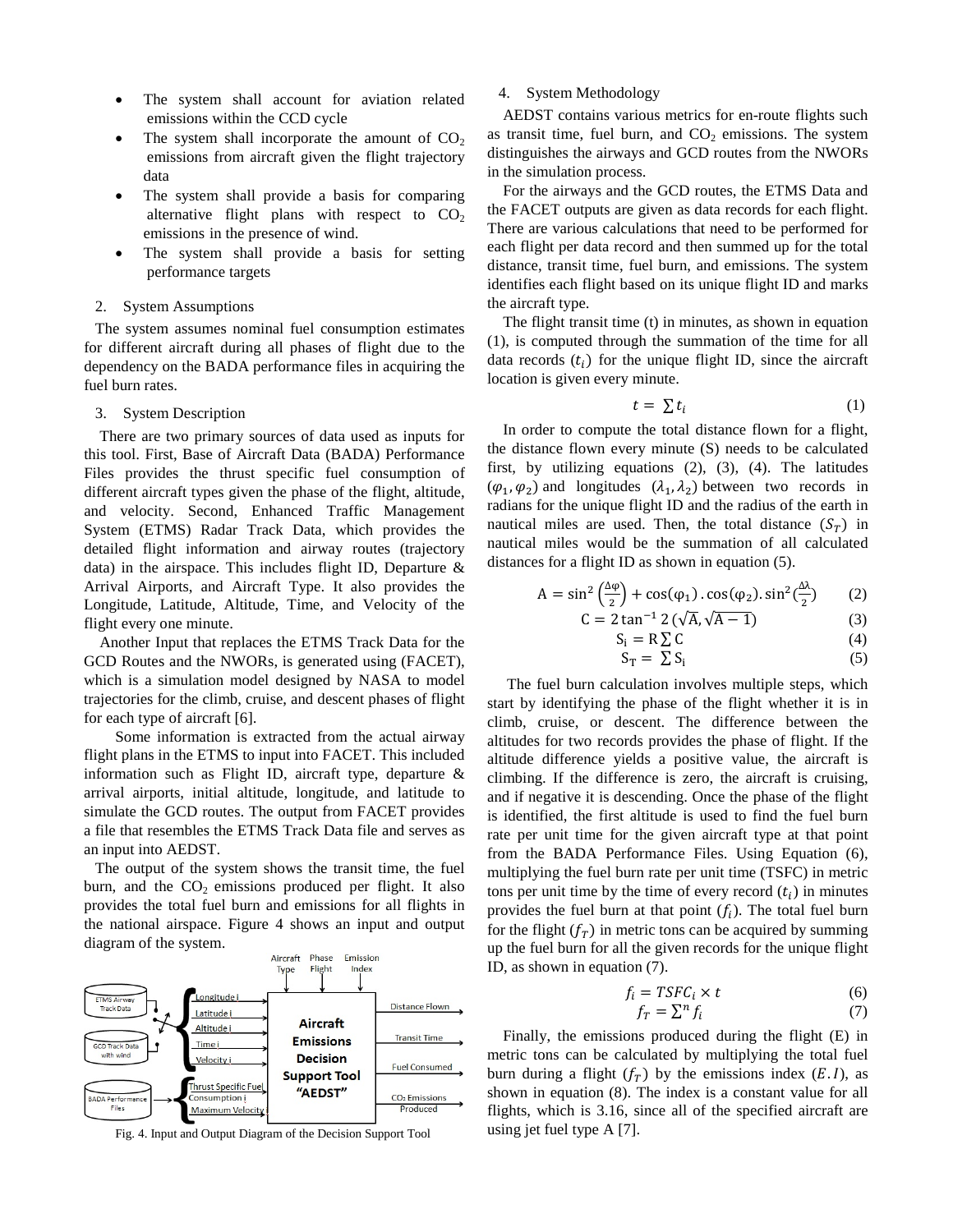- The system shall account for aviation related emissions within the CCD cycle
- The system shall incorporate the amount of $CO_2$ emissions from aircraft given the flight trajectory data
- The system shall provide a basis for comparing alternative flight plans with respect to $CO_2$ emissions in the presence of wind.
- The system shall provide a basis for setting performance targets

## 2. System Assumptions

The system assumes nominal fuel consumption estimates for different aircraft during all phases of flight due to the dependency on the BADA performance files in acquiring the fuel burn rates.

## 3. System Description

There are two primary sources of data used as inputs for this tool. First, Base of Aircraft Data (BADA) Performance Files provides the thrust specific fuel consumption of different aircraft types given the phase of the flight, altitude, and velocity. Second, Enhanced Traffic Management System (ETMS) Radar Track Data, which provides the detailed flight information and airway routes (trajectory data) in the airspace. This includes flight ID, Departure & Arrival Airports, and Aircraft Type. It also provides the Longitude, Latitude, Altitude, Time, and Velocity of the flight every one minute.

Another Input that replaces the ETMS Track Data for the GCD Routes and the NWORs, is generated using (FACET), which is a simulation model designed by NASA to model trajectories for the climb, cruise, and descent phases of flight for each type of aircraft [6].

Some information is extracted from the actual airway flight plans in the ETMS to input into FACET. This included information such as Flight ID, aircraft type, departure & arrival airports, initial altitude, longitude, and latitude to simulate the GCD routes. The output from FACET provides a file that resembles the ETMS Track Data file and serves as an input into AEDST.

The output of the system shows the transit time, the fuel burn, and the $CO_2$ emissions produced per flight. It also provides the total fuel burn and emissions for all flights in the national airspace. Figure 4 shows an input and output diagram of the system.

Fig. 4. Input and Output Diagram of the Decision Support Tool

## 4. System Methodology

AEDST contains various metrics for en-route flights such as transit time, fuel burn, and $CO_2$ emissions. The system distinguishes the airways and GCD routes from the NWORs in the simulation process.

For the airways and the GCD routes, the ETMS Data and the FACET outputs are given as data records for each flight. There are various calculations that need to be performed for each flight per data record and then summed up for the total distance, transit time, fuel burn, and emissions. The system identifies each flight based on its unique flight ID and marks the aircraft type.

The flight transit time (t) in minutes, as shown in equation (1), is computed through the summation of the time for all data records ($t_i$) for the unique flight ID, since the aircraft location is given every minute.

$$t = \sum t_i \tag{1}$$

In order to compute the total distance flown for a flight, the distance flown every minute (S) needs to be calculated first, by utilizing equations (2), (3), (4). The latitudes ($\varphi_1, \varphi_2$) and longitudes ($\lambda_1, \lambda_2$) between two records in radians for the unique flight ID and the radius of the earth in nautical miles are used. Then, the total distance ($S_T$) in nautical miles would be the summation of all calculated distances for a flight ID as shown in equation (5).

$$\mathrm{A} = \sin^2\left(\frac{\Delta\varphi}{2}\right) + \cos(\varphi_1)\,.\cos(\varphi_2).\sin^2\left(\frac{\Delta\lambda}{2}\right) \tag{2}$$

$$\mathrm{C} = 2\tan^{-1} 2\left(\sqrt{\mathrm{A}}, \sqrt{\mathrm{A}-1}\right) \tag{3}$$

$$\mathrm{S_i} = \mathrm{R}\sum \mathrm{C} \tag{4}$$

$$\mathrm{S_T} = \sum \mathrm{S_i} \tag{5}$$

The fuel burn calculation involves multiple steps, which start by identifying the phase of the flight whether it is in climb, cruise, or descent. The difference between the altitudes for two records provides the phase of flight. If the altitude difference yields a positive value, the aircraft is climbing. If the difference is zero, the aircraft is cruising, and if negative it is descending. Once the phase of the flight is identified, the first altitude is used to find the fuel burn rate per unit time for the given aircraft type at that point from the BADA Performance Files. Using Equation (6), multiplying the fuel burn rate per unit time (TSFC) in metric tons per unit time by the time of every record ($t_i$) in minutes provides the fuel burn at that point ($f_i$). The total fuel burn for the flight ($f_T$) in metric tons can be acquired by summing up the fuel burn for all the given records for the unique flight ID, as shown in equation (7).

$$f_i = TSFC_i \times t \tag{6}$$

$$f_T = \sum^n f_i \tag{7}$$

Finally, the emissions produced during the flight (E) in metric tons can be calculated by multiplying the total fuel burn during a flight ($f_T$) by the emissions index ($E.I$), as shown in equation (8). The index is a constant value for all flights, which is 3.16, since all of the specified aircraft are using jet fuel type A [7].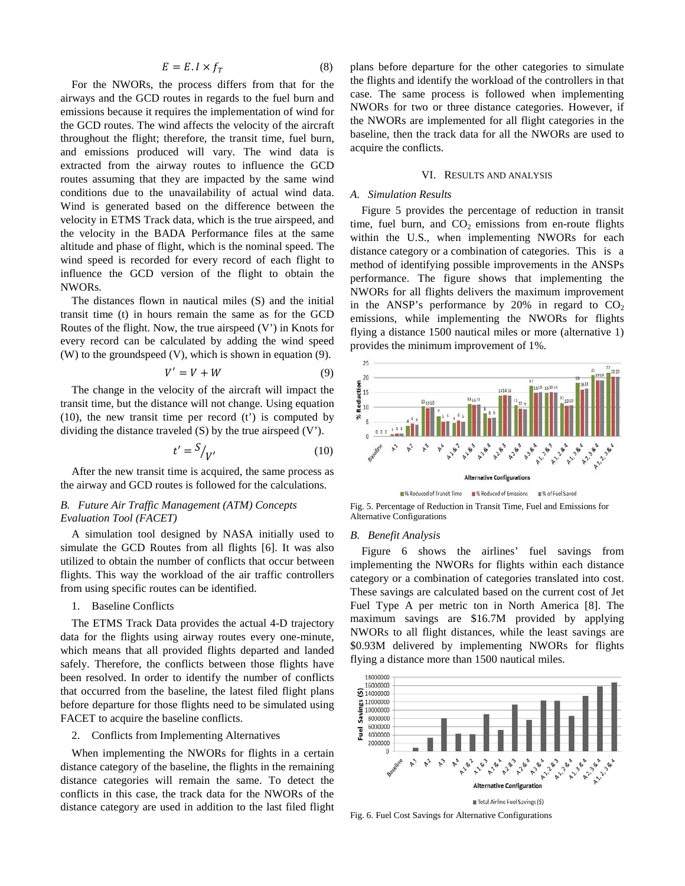$$E = E.I \times f_T \tag{8}$$

For the NWORs, the process differs from that for the airways and the GCD routes in regards to the fuel burn and emissions because it requires the implementation of wind for the GCD routes. The wind affects the velocity of the aircraft throughout the flight; therefore, the transit time, fuel burn, and emissions produced will vary. The wind data is extracted from the airway routes to influence the GCD routes assuming that they are impacted by the same wind conditions due to the unavailability of actual wind data. Wind is generated based on the difference between the velocity in ETMS Track data, which is the true airspeed, and the velocity in the BADA Performance files at the same altitude and phase of flight, which is the nominal speed. The wind speed is recorded for every record of each flight to influence the GCD version of the flight to obtain the NWORs.

The distances flown in nautical miles (S) and the initial transit time (t) in hours remain the same as for the GCD Routes of the flight. Now, the true airspeed (V') in Knots for every record can be calculated by adding the wind speed (W) to the groundspeed (V), which is shown in equation (9).

$$V' = V + W \tag{9}$$

The change in the velocity of the aircraft will impact the transit time, but the distance will not change. Using equation (10), the new transit time per record (t') is computed by dividing the distance traveled (S) by the true airspeed (V').

$$t' = S/_{V'} \tag{10}$$

After the new transit time is acquired, the same process as the airway and GCD routes is followed for the calculations.

### *B. Future Air Traffic Management (ATM) Concepts Evaluation Tool (FACET)*

A simulation tool designed by NASA initially used to simulate the GCD Routes from all flights [6]. It was also utilized to obtain the number of conflicts that occur between flights. This way the workload of the air traffic controllers from using specific routes can be identified.

1. Baseline Conflicts

The ETMS Track Data provides the actual 4-D trajectory data for the flights using airway routes every one-minute, which means that all provided flights departed and landed safely. Therefore, the conflicts between those flights have been resolved. In order to identify the number of conflicts that occurred from the baseline, the latest filed flight plans before departure for those flights need to be simulated using FACET to acquire the baseline conflicts.

2. Conflicts from Implementing Alternatives

When implementing the NWORs for flights in a certain distance category of the baseline, the flights in the remaining distance categories will remain the same. To detect the conflicts in this case, the track data for the NWORs of the distance category are used in addition to the last filed flight plans before departure for the other categories to simulate the flights and identify the workload of the controllers in that case. The same process is followed when implementing NWORs for two or three distance categories. However, if the NWORs are implemented for all flight categories in the baseline, then the track data for all the NWORs are used to acquire the conflicts.

## VI. Results and Analysis

### *A. Simulation Results*

Figure 5 provides the percentage of reduction in transit time, fuel burn, and $CO_2$ emissions from en-route flights within the U.S., when implementing NWORs for each distance category or a combination of categories. This is a method of identifying possible improvements in the ANSPs performance. The figure shows that implementing the NWORs for all flights delivers the maximum improvement in the ANSP's performance by 20% in regard to $CO_2$ emissions, while implementing the NWORs for flights flying a distance 1500 nautical miles or more (alternative 1) provides the minimum improvement of 1%.

Fig. 5. Percentage of Reduction in Transit Time, Fuel and Emissions for Alternative Configurations

### *B. Benefit Analysis*

Figure 6 shows the airlines' fuel savings from implementing the NWORs for flights within each distance category or a combination of categories translated into cost. These savings are calculated based on the current cost of Jet Fuel Type A per metric ton in North America [8]. The maximum savings are \$16.7M provided by applying NWORs to all flight distances, while the least savings are \$0.93M delivered by implementing NWORs for flights flying a distance more than 1500 nautical miles.

Fig. 6. Fuel Cost Savings for Alternative Configurations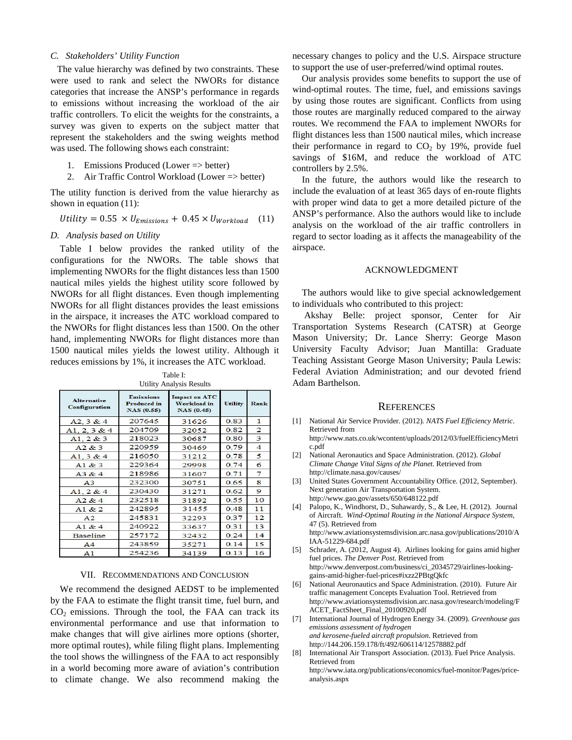### C. Stakeholders' Utility Function

The value hierarchy was defined by two constraints. These were used to rank and select the NWORs for distance categories that increase the ANSP's performance in regards to emissions without increasing the workload of the air traffic controllers. To elicit the weights for the constraints, a survey was given to experts on the subject matter that represent the stakeholders and the swing weights method was used. The following shows each constraint:

1. Emissions Produced (Lower => better)
2. Air Traffic Control Workload (Lower => better)

The utility function is derived from the value hierarchy as shown in equation (11):

$$Utility = 0.55 \times U_{Emissions} + 0.45 \times U_{Workload} \quad (11)$$

### D. Analysis based on Utility

Table I below provides the ranked utility of the configurations for the NWORs. The table shows that implementing NWORs for the flight distances less than 1500 nautical miles yields the highest utility score followed by NWORs for all flight distances. Even though implementing NWORs for all flight distances provides the least emissions in the airspace, it increases the ATC workload compared to the NWORs for flight distances less than 1500. On the other hand, implementing NWORs for flight distances more than 1500 nautical miles yields the lowest utility. Although it reduces emissions by 1%, it increases the ATC workload.

Table I:
Utility Analysis Results

| Alternative Configuration | Emissions Produced in NAS (0.55) | Impact on ATC Workload in NAS (0.45) | Utility | Rank |
|---|---|---|---|---|
| A2, 3 & 4 | 207645 | 31626 | 0.83 | 1 |
| A1, 2, 3 & 4 | 204709 | 32052 | 0.82 | 2 |
| A1, 2 & 3 | 218023 | 30687 | 0.80 | 3 |
| A2 & 3 | 220959 | 30469 | 0.79 | 4 |
| A1, 3 & 4 | 216050 | 31212 | 0.78 | 5 |
| A1 & 3 | 229364 | 29998 | 0.74 | 6 |
| A3 & 4 | 218986 | 31607 | 0.71 | 7 |
| A3 | 232300 | 30751 | 0.65 | 8 |
| A1, 2 & 4 | 230430 | 31271 | 0.62 | 9 |
| A2 & 4 | 232518 | 31892 | 0.55 | 10 |
| A1 & 2 | 242895 | 31455 | 0.48 | 11 |
| A2 | 245831 | 32293 | 0.37 | 12 |
| A1 & 4 | 240922 | 33637 | 0.31 | 13 |
| Baseline | 257172 | 32432 | 0.24 | 14 |
| A4 | 243859 | 35271 | 0.14 | 15 |
| A1 | 254236 | 34139 | 0.13 | 16 |

## VII. Recommendations and Conclusion

We recommend the designed AEDST to be implemented by the FAA to estimate the flight transit time, fuel burn, and $CO_2$ emissions. Through the tool, the FAA can track its environmental performance and use that information to make changes that will give airlines more options (shorter, more optimal routes), while filing flight plans. Implementing the tool shows the willingness of the FAA to act responsibly in a world becoming more aware of aviation's contribution to climate change. We also recommend making the necessary changes to policy and the U.S. Airspace structure to support the use of user-preferred/wind optimal routes.

Our analysis provides some benefits to support the use of wind-optimal routes. The time, fuel, and emissions savings by using those routes are significant. Conflicts from using those routes are marginally reduced compared to the airway routes. We recommend the FAA to implement NWORs for flight distances less than 1500 nautical miles, which increase their performance in regard to $CO_2$ by 19%, provide fuel savings of $16M, and reduce the workload of ATC controllers by 2.5%.

In the future, the authors would like the research to include the evaluation of at least 365 days of en-route flights with proper wind data to get a more detailed picture of the ANSP's performance. Also the authors would like to include analysis on the workload of the air traffic controllers in regard to sector loading as it affects the manageability of the airspace.

## Acknowledgment

The authors would like to give special acknowledgement to individuals who contributed to this project:

Akshay Belle: project sponsor, Center for Air Transportation Systems Research (CATSR) at George Mason University; Dr. Lance Sherry: George Mason University Faculty Advisor; Juan Mantilla: Graduate Teaching Assistant George Mason University; Paula Lewis: Federal Aviation Administration; and our devoted friend Adam Barthelson.

## References

[1] National Air Service Provider. (2012). *NATS Fuel Efficiency Metric*. Retrieved from http://www.nats.co.uk/wcontent/uploads/2012/03/fuelEfficiencyMetric.pdf

[2] National Aeronautics and Space Administration. (2012). *Global Climate Change Vital Signs of the Planet*. Retrieved from http://climate.nasa.gov/causes/

[3] United States Government Accountability Office. (2012, September). Next generation Air Transportation System. http://www.gao.gov/assets/650/648122.pdf

[4] Palopo, K., Windhorst, D., Suhawardy, S., & Lee, H. (2012). Journal of Aircraft. *Wind-Optimal Routing in the National Airspace System*, 47 (5). Retrieved from http://www.aviationsystemsdivision.arc.nasa.gov/publications/2010/AIAA-51229-684.pdf

[5] Schrader, A. (2012, August 4). Airlines looking for gains amid higher fuel prices. *The Denver Post*. Retrieved from http://www.denverpost.com/business/ci_20345729/airlines-looking-gains-amid-higher-fuel-prices#ixzz2PBtgQkfc

[6] National Aeuronautics and Space Administration. (2010). Future Air traffic management Concepts Evaluation Tool. Retrieved from http://www.aviationsystemsdivision.arc.nasa.gov/research/modeling/FACET_FactSheet_Final_20100920.pdf

[7] International Journal of Hydrogen Energy 34. (2009). *Greenhouse gas emissions assessment of hydrogen and kerosene-fueled aircraft propulsion*. Retrieved from http://144.206.159.178/ft/492/606114/12578882.pdf

[8] International Air Transport Association. (2013). Fuel Price Analysis. Retrieved from http://www.iata.org/publications/economics/fuel-monitor/Pages/price-analysis.aspx